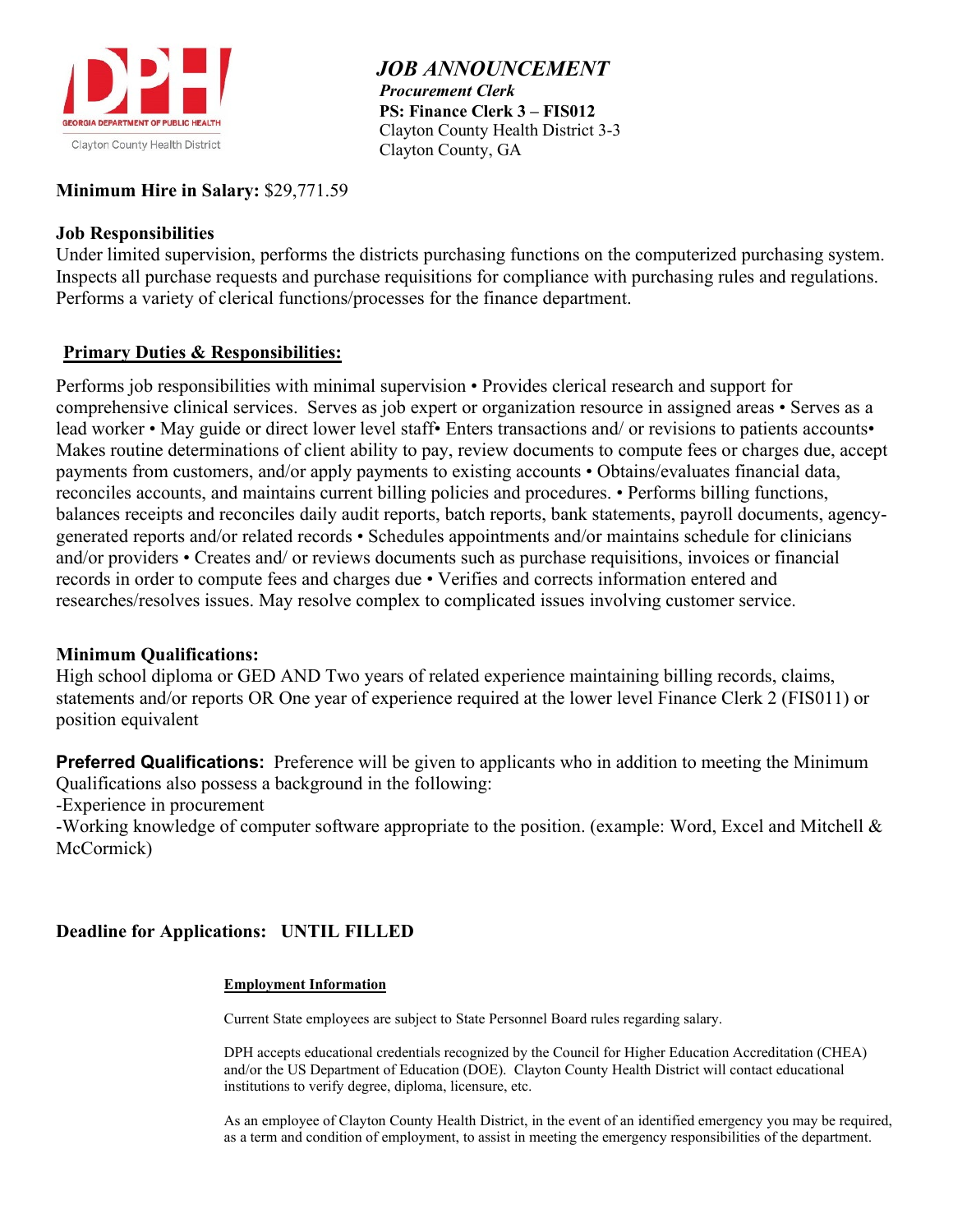GEORGIA DEPARTMENT OF PUBLIC HEALTH
Clayton County Health District

# *JOB ANNOUNCEMENT*

***Procurement Clerk***
**PS: Finance Clerk 3 – FIS012**
Clayton County Health District 3-3
Clayton County, GA

**Minimum Hire in Salary:** $29,771.59

**Job Responsibilities**
Under limited supervision, performs the districts purchasing functions on the computerized purchasing system. Inspects all purchase requests and purchase requisitions for compliance with purchasing rules and regulations. Performs a variety of clerical functions/processes for the finance department.

**Primary Duties & Responsibilities:**

Performs job responsibilities with minimal supervision • Provides clerical research and support for comprehensive clinical services. Serves as job expert or organization resource in assigned areas • Serves as a lead worker • May guide or direct lower level staff• Enters transactions and/ or revisions to patients accounts• Makes routine determinations of client ability to pay, review documents to compute fees or charges due, accept payments from customers, and/or apply payments to existing accounts • Obtains/evaluates financial data, reconciles accounts, and maintains current billing policies and procedures. • Performs billing functions, balances receipts and reconciles daily audit reports, batch reports, bank statements, payroll documents, agency-generated reports and/or related records • Schedules appointments and/or maintains schedule for clinicians and/or providers • Creates and/ or reviews documents such as purchase requisitions, invoices or financial records in order to compute fees and charges due • Verifies and corrects information entered and researches/resolves issues. May resolve complex to complicated issues involving customer service.

**Minimum Qualifications:**
High school diploma or GED AND Two years of related experience maintaining billing records, claims, statements and/or reports OR One year of experience required at the lower level Finance Clerk 2 (FIS011) or position equivalent

**Preferred Qualifications:** Preference will be given to applicants who in addition to meeting the Minimum Qualifications also possess a background in the following:
-Experience in procurement
-Working knowledge of computer software appropriate to the position. (example: Word, Excel and Mitchell & McCormick)

**Deadline for Applications: UNTIL FILLED**

**Employment Information**

Current State employees are subject to State Personnel Board rules regarding salary.

DPH accepts educational credentials recognized by the Council for Higher Education Accreditation (CHEA) and/or the US Department of Education (DOE). Clayton County Health District will contact educational institutions to verify degree, diploma, licensure, etc.

As an employee of Clayton County Health District, in the event of an identified emergency you may be required, as a term and condition of employment, to assist in meeting the emergency responsibilities of the department.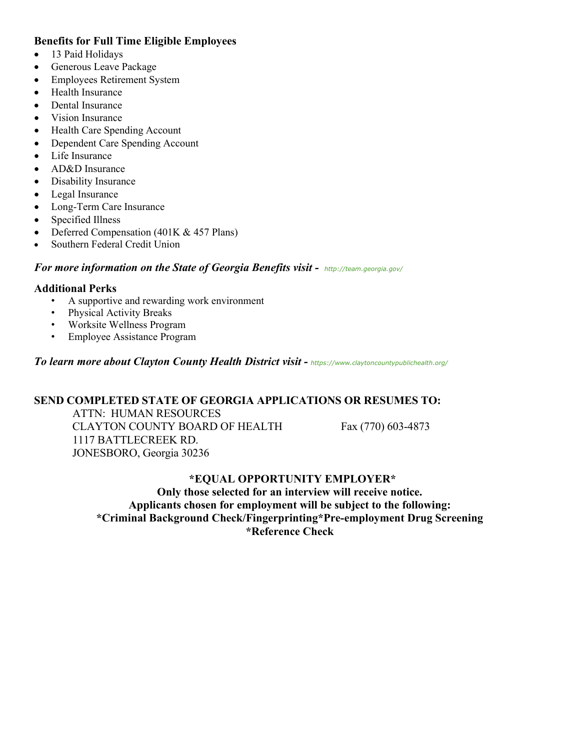**Benefits for Full Time Eligible Employees**

- 13 Paid Holidays
- Generous Leave Package
- Employees Retirement System
- Health Insurance
- Dental Insurance
- Vision Insurance
- Health Care Spending Account
- Dependent Care Spending Account
- Life Insurance
- AD&D Insurance
- Disability Insurance
- Legal Insurance
- Long-Term Care Insurance
- Specified Illness
- Deferred Compensation (401K & 457 Plans)
- Southern Federal Credit Union

***For more information on the State of Georgia Benefits visit -*** *http://team.georgia.gov/*

**Additional Perks**

- A supportive and rewarding work environment
- Physical Activity Breaks
- Worksite Wellness Program
- Employee Assistance Program

***To learn more about Clayton County Health District visit -*** *https://www.claytoncountypublichealth.org/*

**SEND COMPLETED STATE OF GEORGIA APPLICATIONS OR RESUMES TO:**

ATTN: HUMAN RESOURCES
CLAYTON COUNTY BOARD OF HEALTH — Fax (770) 603-4873
1117 BATTLECREEK RD.
JONESBORO, Georgia 30236

**\*EQUAL OPPORTUNITY EMPLOYER\***
**Only those selected for an interview will receive notice.**
**Applicants chosen for employment will be subject to the following:**
**\*Criminal Background Check/Fingerprinting\*Pre-employment Drug Screening**
**\*Reference Check**